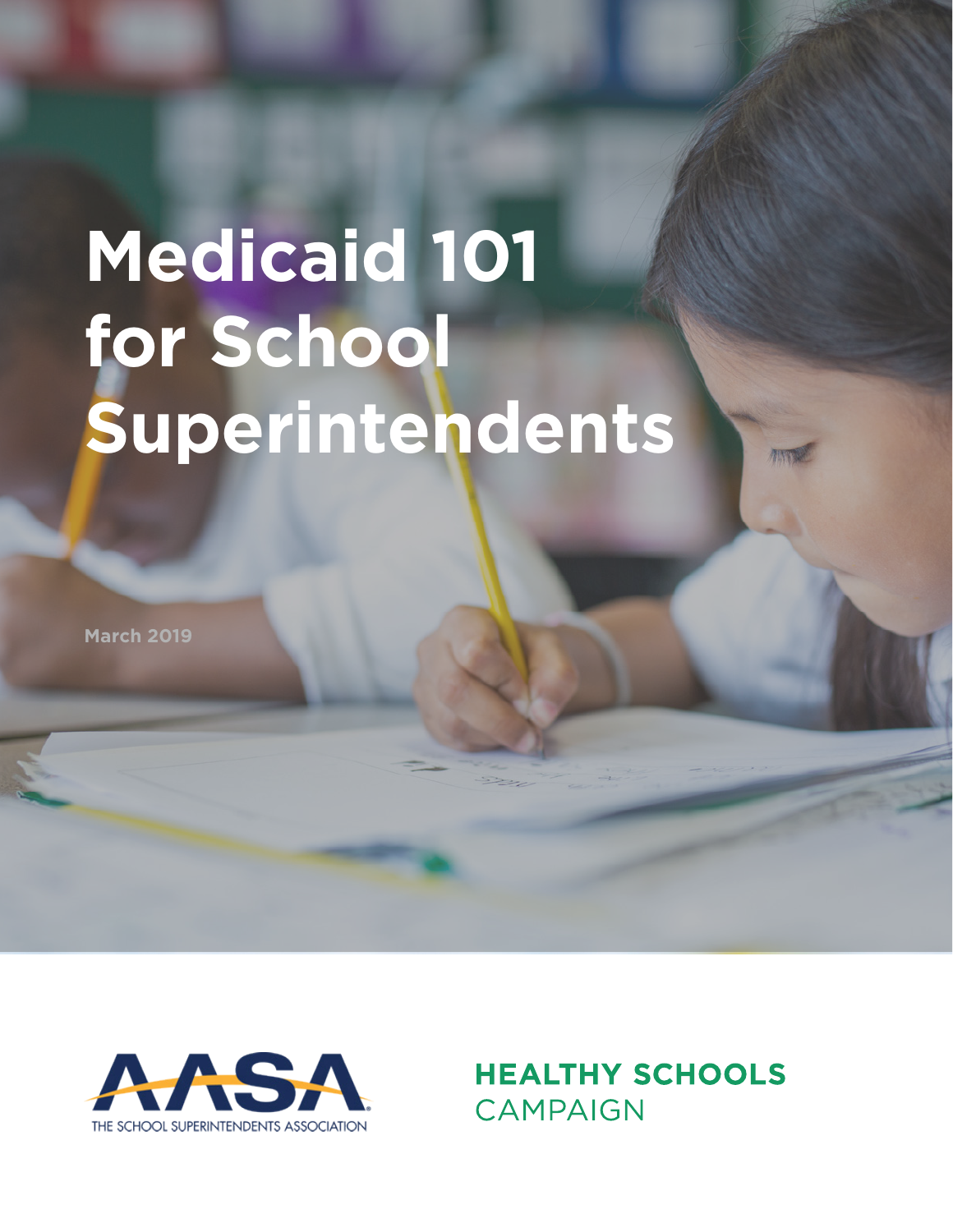# Medicaid 101 for School Superintendents

March 2019

AASA THE SCHOOL SUPERINTENDENTS ASSOCIATION

HEALTHY SCHOOLS CAMPAIGN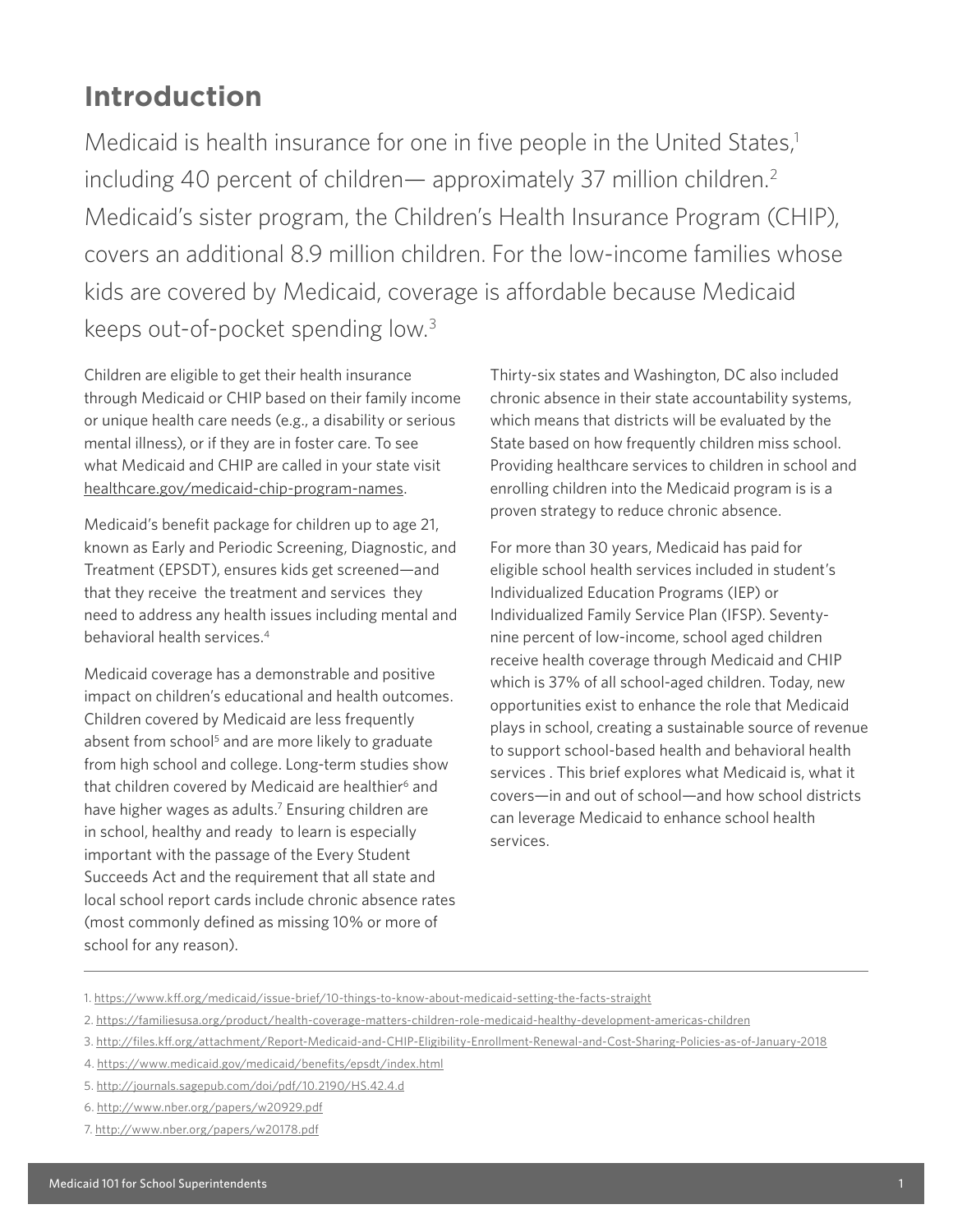## Introduction

Medicaid is health insurance for one in five people in the United States,[1] including 40 percent of children— approximately 37 million children.[2] Medicaid's sister program, the Children's Health Insurance Program (CHIP), covers an additional 8.9 million children. For the low-income families whose kids are covered by Medicaid, coverage is affordable because Medicaid keeps out-of-pocket spending low.[3]

Children are eligible to get their health insurance through Medicaid or CHIP based on their family income or unique health care needs (e.g., a disability or serious mental illness), or if they are in foster care. To see what Medicaid and CHIP are called in your state visit healthcare.gov/medicaid-chip-program-names.

Medicaid's benefit package for children up to age 21, known as Early and Periodic Screening, Diagnostic, and Treatment (EPSDT), ensures kids get screened—and that they receive the treatment and services they need to address any health issues including mental and behavioral health services.[4]

Medicaid coverage has a demonstrable and positive impact on children's educational and health outcomes. Children covered by Medicaid are less frequently absent from school[5] and are more likely to graduate from high school and college. Long-term studies show that children covered by Medicaid are healthier[6] and have higher wages as adults.[7] Ensuring children are in school, healthy and ready to learn is especially important with the passage of the Every Student Succeeds Act and the requirement that all state and local school report cards include chronic absence rates (most commonly defined as missing 10% or more of school for any reason).

Thirty-six states and Washington, DC also included chronic absence in their state accountability systems, which means that districts will be evaluated by the State based on how frequently children miss school. Providing healthcare services to children in school and enrolling children into the Medicaid program is is a proven strategy to reduce chronic absence.

For more than 30 years, Medicaid has paid for eligible school health services included in student's Individualized Education Programs (IEP) or Individualized Family Service Plan (IFSP). Seventy-nine percent of low-income, school aged children receive health coverage through Medicaid and CHIP which is 37% of all school-aged children. Today, new opportunities exist to enhance the role that Medicaid plays in school, creating a sustainable source of revenue to support school-based health and behavioral health services . This brief explores what Medicaid is, what it covers—in and out of school—and how school districts can leverage Medicaid to enhance school health services.

---

1. https://www.kff.org/medicaid/issue-brief/10-things-to-know-about-medicaid-setting-the-facts-straight
2. https://familiesusa.org/product/health-coverage-matters-children-role-medicaid-healthy-development-americas-children
3. http://files.kff.org/attachment/Report-Medicaid-and-CHIP-Eligibility-Enrollment-Renewal-and-Cost-Sharing-Policies-as-of-January-2018
4. https://www.medicaid.gov/medicaid/benefits/epsdt/index.html
5. http://journals.sagepub.com/doi/pdf/10.2190/HS.42.4.d
6. http://www.nber.org/papers/w20929.pdf
7. http://www.nber.org/papers/w20178.pdf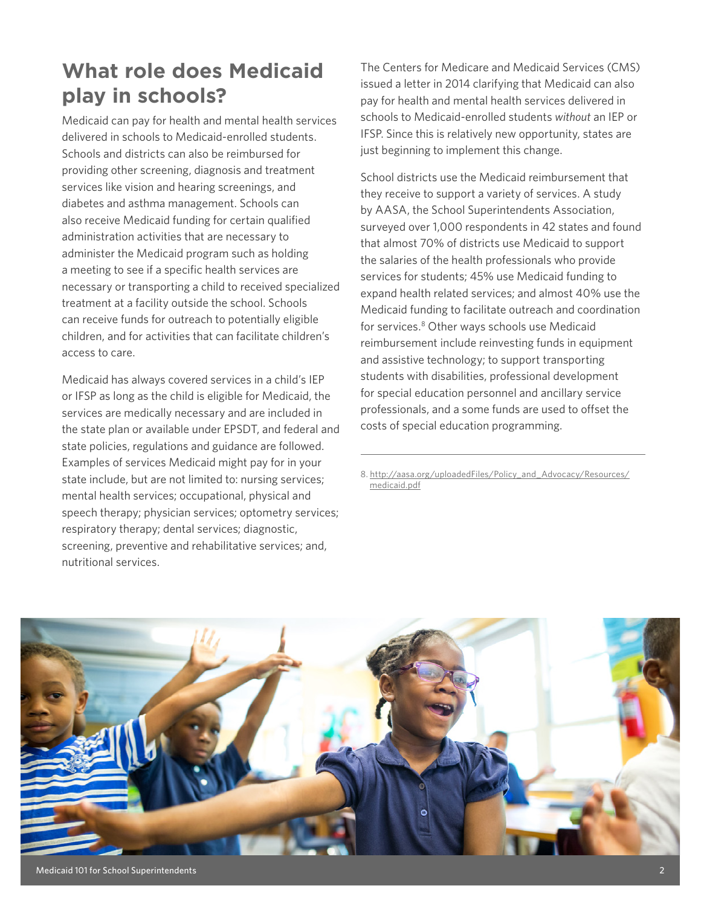## What role does Medicaid play in schools?

Medicaid can pay for health and mental health services delivered in schools to Medicaid-enrolled students. Schools and districts can also be reimbursed for providing other screening, diagnosis and treatment services like vision and hearing screenings, and diabetes and asthma management. Schools can also receive Medicaid funding for certain qualified administration activities that are necessary to administer the Medicaid program such as holding a meeting to see if a specific health services are necessary or transporting a child to received specialized treatment at a facility outside the school. Schools can receive funds for outreach to potentially eligible children, and for activities that can facilitate children's access to care.

Medicaid has always covered services in a child's IEP or IFSP as long as the child is eligible for Medicaid, the services are medically necessary and are included in the state plan or available under EPSDT, and federal and state policies, regulations and guidance are followed. Examples of services Medicaid might pay for in your state include, but are not limited to: nursing services; mental health services; occupational, physical and speech therapy; physician services; optometry services; respiratory therapy; dental services; diagnostic, screening, preventive and rehabilitative services; and, nutritional services.

The Centers for Medicare and Medicaid Services (CMS) issued a letter in 2014 clarifying that Medicaid can also pay for health and mental health services delivered in schools to Medicaid-enrolled students *without* an IEP or IFSP. Since this is relatively new opportunity, states are just beginning to implement this change.

School districts use the Medicaid reimbursement that they receive to support a variety of services. A study by AASA, the School Superintendents Association, surveyed over 1,000 respondents in 42 states and found that almost 70% of districts use Medicaid to support the salaries of the health professionals who provide services for students; 45% use Medicaid funding to expand health related services; and almost 40% use the Medicaid funding to facilitate outreach and coordination for services.[8] Other ways schools use Medicaid reimbursement include reinvesting funds in equipment and assistive technology; to support transporting students with disabilities, professional development for special education personnel and ancillary service professionals, and a some funds are used to offset the costs of special education programming.

---

8. http://aasa.org/uploadedFiles/Policy_and_Advocacy/Resources/medicaid.pdf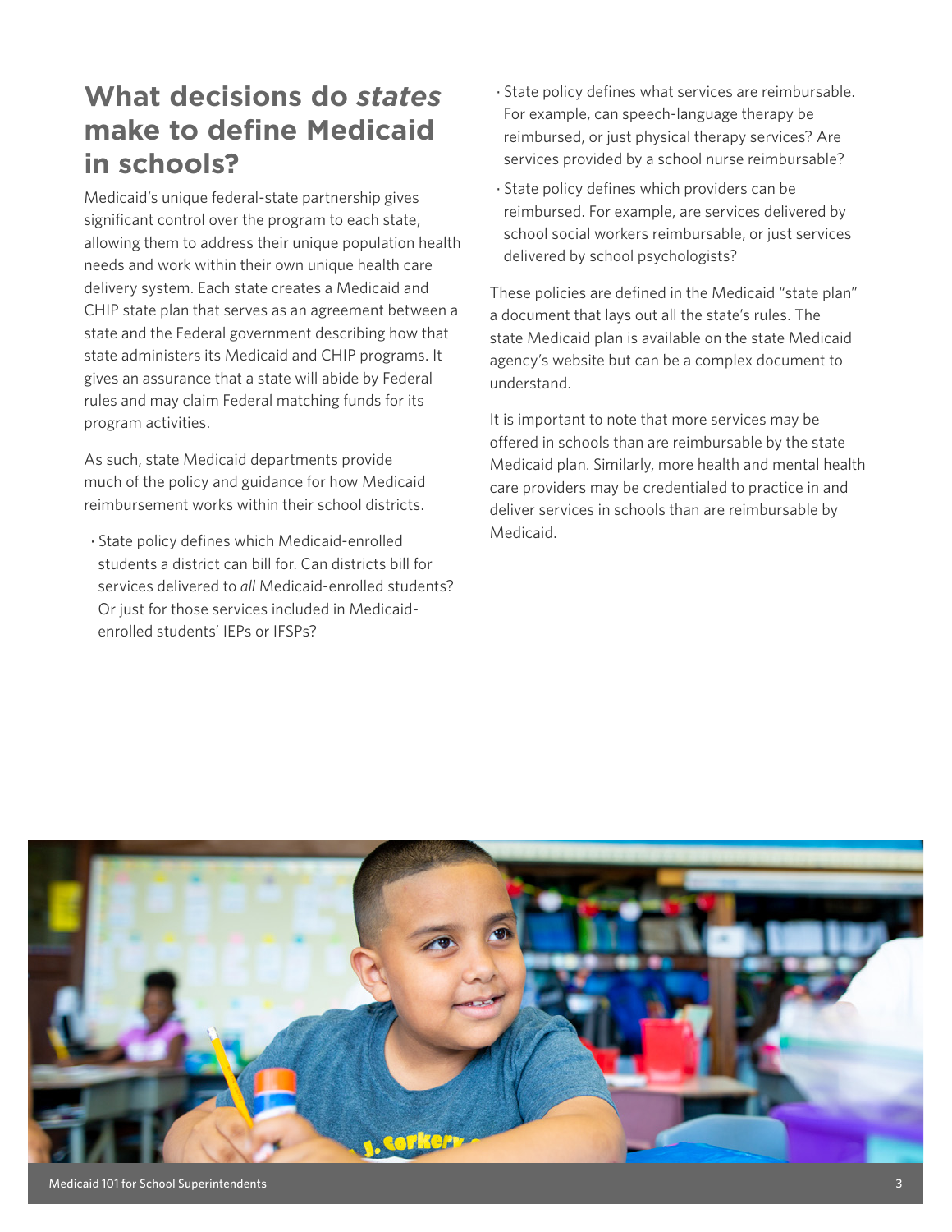## What decisions do *states* make to define Medicaid in schools?

Medicaid's unique federal-state partnership gives significant control over the program to each state, allowing them to address their unique population health needs and work within their own unique health care delivery system. Each state creates a Medicaid and CHIP state plan that serves as an agreement between a state and the Federal government describing how that state administers its Medicaid and CHIP programs. It gives an assurance that a state will abide by Federal rules and may claim Federal matching funds for its program activities.

As such, state Medicaid departments provide much of the policy and guidance for how Medicaid reimbursement works within their school districts.

- State policy defines which Medicaid-enrolled students a district can bill for. Can districts bill for services delivered to *all* Medicaid-enrolled students? Or just for those services included in Medicaid-enrolled students' IEPs or IFSPs?
- State policy defines what services are reimbursable. For example, can speech-language therapy be reimbursed, or just physical therapy services? Are services provided by a school nurse reimbursable?
- State policy defines which providers can be reimbursed. For example, are services delivered by school social workers reimbursable, or just services delivered by school psychologists?

These policies are defined in the Medicaid "state plan" a document that lays out all the state's rules. The state Medicaid plan is available on the state Medicaid agency's website but can be a complex document to understand.

It is important to note that more services may be offered in schools than are reimbursable by the state Medicaid plan. Similarly, more health and mental health care providers may be credentialed to practice in and deliver services in schools than are reimbursable by Medicaid.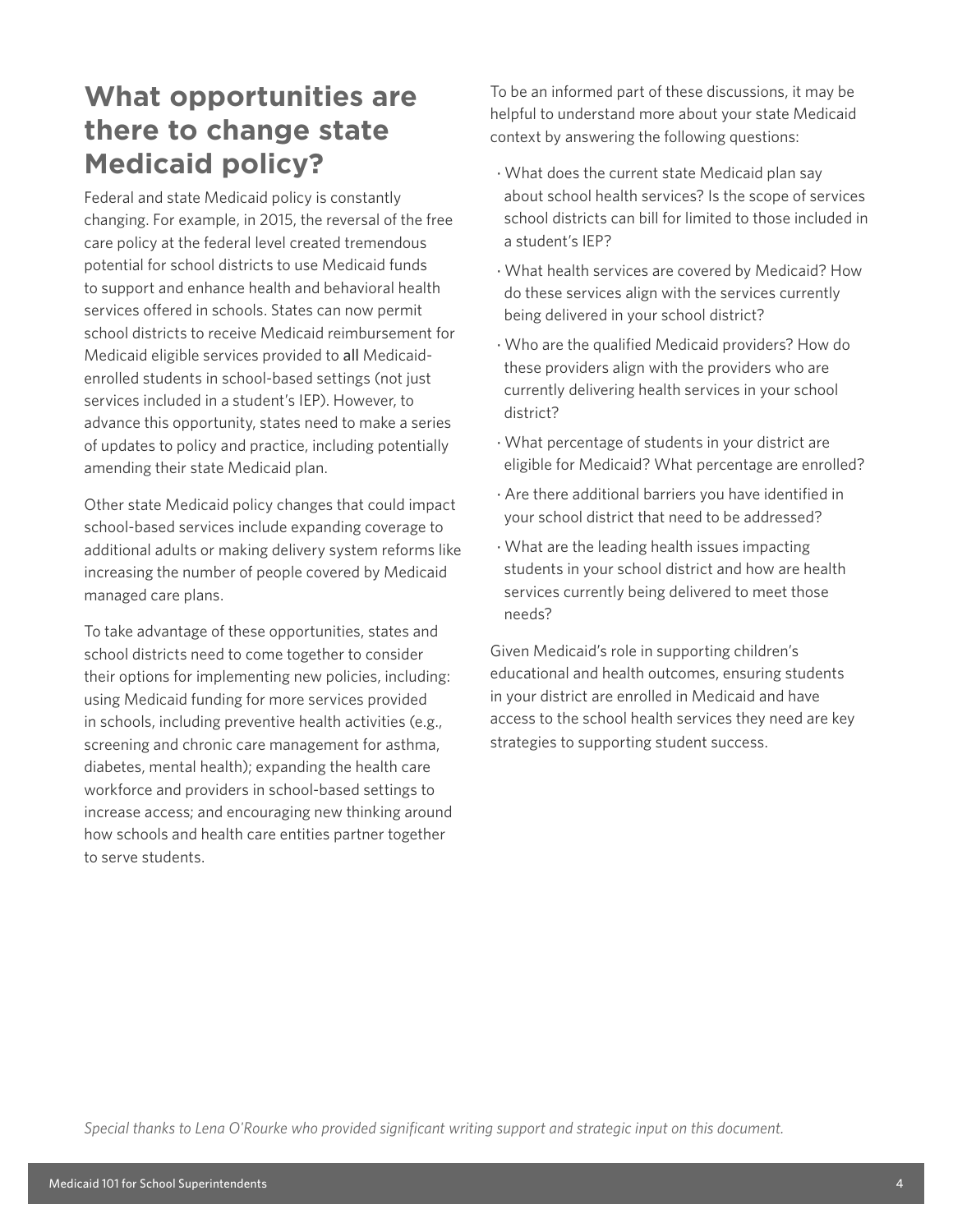## What opportunities are there to change state Medicaid policy?

Federal and state Medicaid policy is constantly changing. For example, in 2015, the reversal of the free care policy at the federal level created tremendous potential for school districts to use Medicaid funds to support and enhance health and behavioral health services offered in schools. States can now permit school districts to receive Medicaid reimbursement for Medicaid eligible services provided to **all** Medicaid-enrolled students in school-based settings (not just services included in a student's IEP). However, to advance this opportunity, states need to make a series of updates to policy and practice, including potentially amending their state Medicaid plan.

Other state Medicaid policy changes that could impact school-based services include expanding coverage to additional adults or making delivery system reforms like increasing the number of people covered by Medicaid managed care plans.

To take advantage of these opportunities, states and school districts need to come together to consider their options for implementing new policies, including: using Medicaid funding for more services provided in schools, including preventive health activities (e.g., screening and chronic care management for asthma, diabetes, mental health); expanding the health care workforce and providers in school-based settings to increase access; and encouraging new thinking around how schools and health care entities partner together to serve students.

To be an informed part of these discussions, it may be helpful to understand more about your state Medicaid context by answering the following questions:

- What does the current state Medicaid plan say about school health services? Is the scope of services school districts can bill for limited to those included in a student's IEP?
- What health services are covered by Medicaid? How do these services align with the services currently being delivered in your school district?
- Who are the qualified Medicaid providers? How do these providers align with the providers who are currently delivering health services in your school district?
- What percentage of students in your district are eligible for Medicaid? What percentage are enrolled?
- Are there additional barriers you have identified in your school district that need to be addressed?
- What are the leading health issues impacting students in your school district and how are health services currently being delivered to meet those needs?

Given Medicaid's role in supporting children's educational and health outcomes, ensuring students in your district are enrolled in Medicaid and have access to the school health services they need are key strategies to supporting student success.

*Special thanks to Lena O'Rourke who provided significant writing support and strategic input on this document.*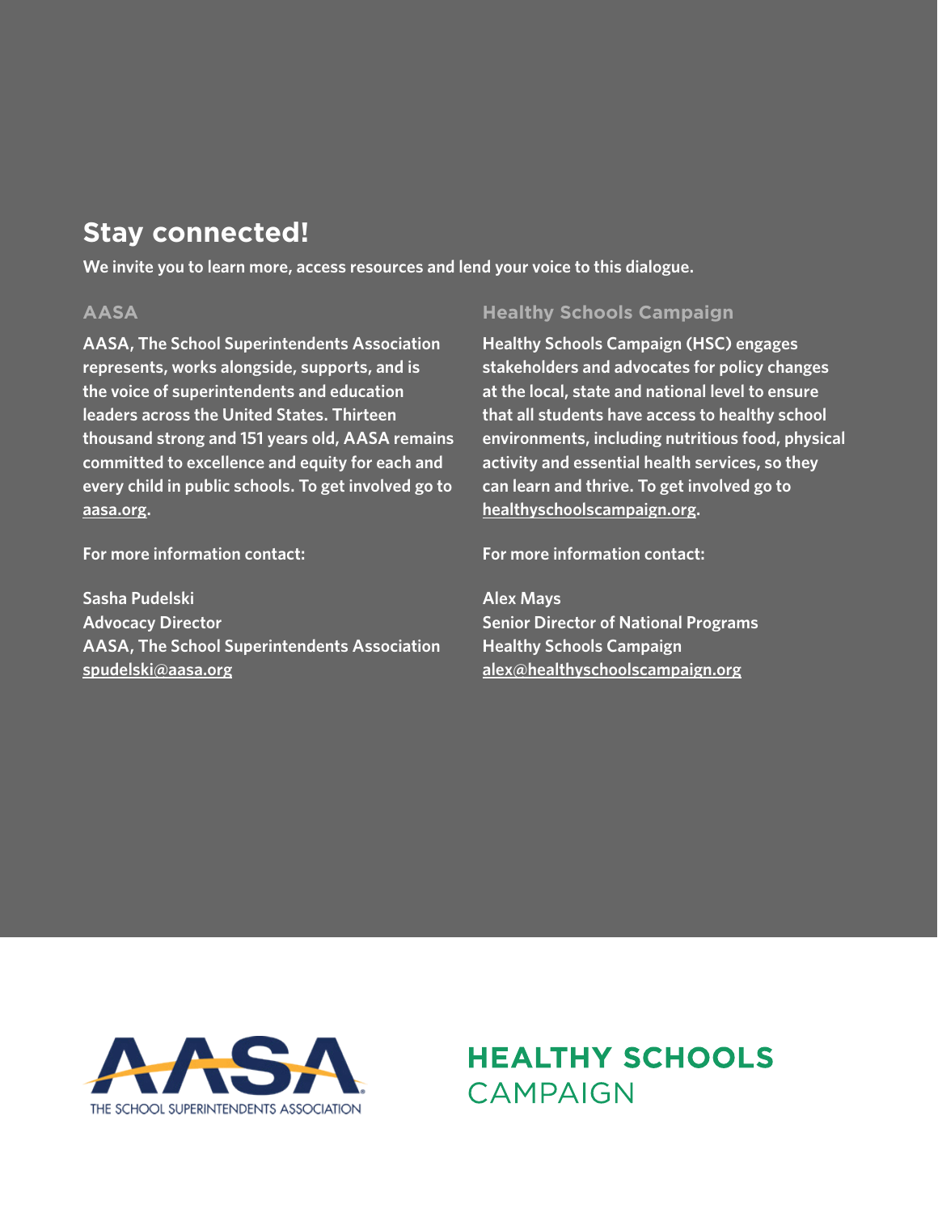## Stay connected!

**We invite you to learn more, access resources and lend your voice to this dialogue.**

### AASA

AASA, The School Superintendents Association represents, works alongside, supports, and is the voice of superintendents and education leaders across the United States. Thirteen thousand strong and 151 years old, AASA remains committed to excellence and equity for each and every child in public schools. To get involved go to aasa.org.

For more information contact:

Sasha Pudelski
Advocacy Director
AASA, The School Superintendents Association
spudelski@aasa.org

### Healthy Schools Campaign

Healthy Schools Campaign (HSC) engages stakeholders and advocates for policy changes at the local, state and national level to ensure that all students have access to healthy school environments, including nutritious food, physical activity and essential health services, so they can learn and thrive. To get involved go to healthyschoolscampaign.org.

For more information contact:

Alex Mays
Senior Director of National Programs
Healthy Schools Campaign
alex@healthyschoolscampaign.org

AASA
THE SCHOOL SUPERINTENDENTS ASSOCIATION

HEALTHY SCHOOLS CAMPAIGN